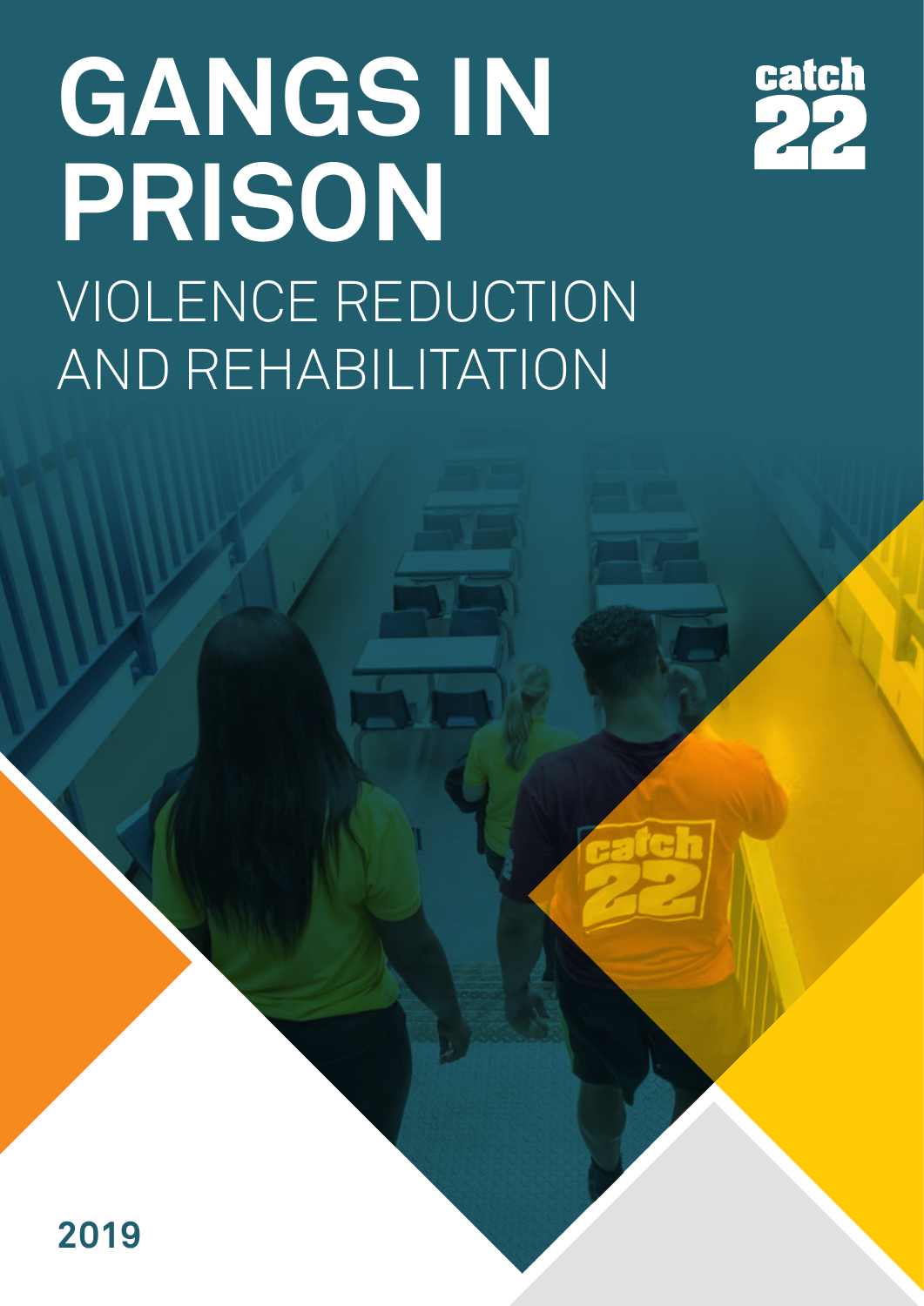# GANGS IN PRISON

## VIOLENCE REDUCTION AND REHABILITATION

catch 22

2019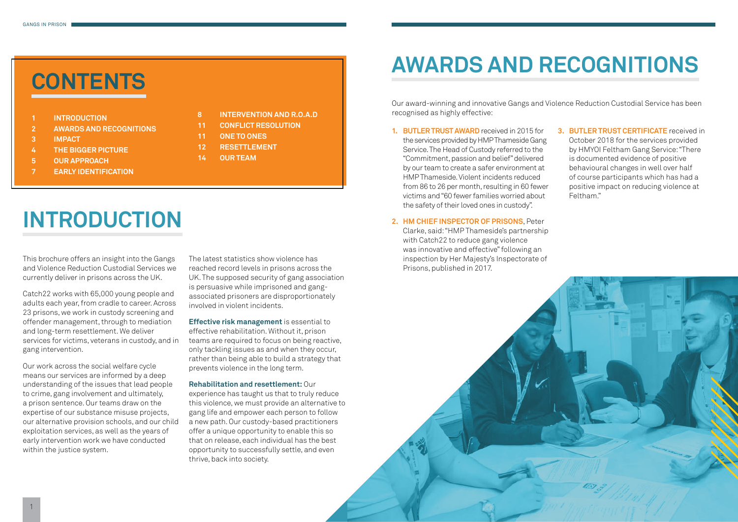# CONTENTS

| | |
|---|---|
| 1 | INTRODUCTION |
| 2 | AWARDS AND RECOGNITIONS |
| 3 | IMPACT |
| 4 | THE BIGGER PICTURE |
| 5 | OUR APPROACH |
| 7 | EARLY IDENTIFICATION |
| 8 | INTERVENTION AND R.O.A.D |
| 11 | CONFLICT RESOLUTION |
| 11 | ONE TO ONES |
| 12 | RESETTLEMENT |
| 14 | OUR TEAM |

# INTRODUCTION

This brochure offers an insight into the Gangs and Violence Reduction Custodial Services we currently deliver in prisons across the UK.

Catch22 works with 65,000 young people and adults each year, from cradle to career. Across 23 prisons, we work in custody screening and offender management, through to mediation and long-term resettlement. We deliver services for victims, veterans in custody, and in gang intervention.

Our work across the social welfare cycle means our services are informed by a deep understanding of the issues that lead people to crime, gang involvement and ultimately, a prison sentence. Our teams draw on the expertise of our substance misuse projects, our alternative provision schools, and our child exploitation services, as well as the years of early intervention work we have conducted within the justice system.

The latest statistics show violence has reached record levels in prisons across the UK. The supposed security of gang association is persuasive while imprisoned and gang-associated prisoners are disproportionately involved in violent incidents.

**Effective risk management** is essential to effective rehabilitation. Without it, prison teams are required to focus on being reactive, only tackling issues as and when they occur, rather than being able to build a strategy that prevents violence in the long term.

**Rehabilitation and resettlement:** Our experience has taught us that to truly reduce this violence, we must provide an alternative to gang life and empower each person to follow a new path. Our custody-based practitioners offer a unique opportunity to enable this so that on release, each individual has the best opportunity to successfully settle, and even thrive, back into society.

# AWARDS AND RECOGNITIONS

Our award-winning and innovative Gangs and Violence Reduction Custodial Service has been recognised as highly effective:

1. **BUTLER TRUST AWARD** received in 2015 for the services provided by HMP Thameside Gang Service. The Head of Custody referred to the "Commitment, passion and belief" delivered by our team to create a safer environment at HMP Thameside. Violent incidents reduced from 86 to 26 per month, resulting in 60 fewer victims and "60 fewer families worried about the safety of their loved ones in custody".
2. **HM CHIEF INSPECTOR OF PRISONS**, Peter Clarke, said: "HMP Thameside's partnership with Catch22 to reduce gang violence was innovative and effective" following an inspection by Her Majesty's Inspectorate of Prisons, published in 2017.
3. **BUTLER TRUST CERTIFICATE** received in October 2018 for the services provided by HMYOI Feltham Gang Service: "There is documented evidence of positive behavioural changes in well over half of course participants which has had a positive impact on reducing violence at Feltham."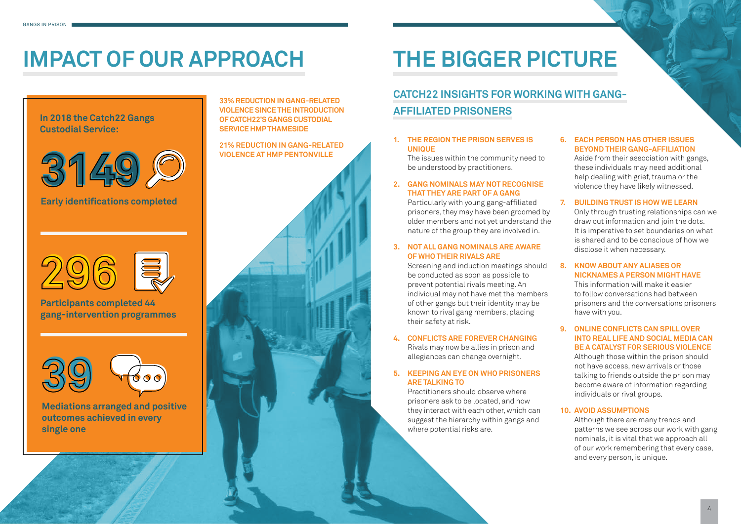# IMPACT OF OUR APPROACH

**In 2018 the Catch22 Gangs Custodial Service:**

**3149**

**Early identifications completed**

**296**

**Participants completed 44 gang-intervention programmes**

**39**

**Mediations arranged and positive outcomes achieved in every single one**

**33% REDUCTION IN GANG-RELATED VIOLENCE SINCE THE INTRODUCTION OF CATCH22'S GANGS CUSTODIAL SERVICE HMP THAMESIDE**

**21% REDUCTION IN GANG-RELATED VIOLENCE AT HMP PENTONVILLE**

# THE BIGGER PICTURE

## CATCH22 INSIGHTS FOR WORKING WITH GANG-AFFILIATED PRISONERS

1. **THE REGION THE PRISON SERVES IS UNIQUE**
   The issues within the community need to be understood by practitioners.

2. **GANG NOMINALS MAY NOT RECOGNISE THAT THEY ARE PART OF A GANG**
   Particularly with young gang-affiliated prisoners, they may have been groomed by older members and not yet understand the nature of the group they are involved in.

3. **NOT ALL GANG NOMINALS ARE AWARE OF WHO THEIR RIVALS ARE**
   Screening and induction meetings should be conducted as soon as possible to prevent potential rivals meeting. An individual may not have met the members of other gangs but their identity may be known to rival gang members, placing their safety at risk.

4. **CONFLICTS ARE FOREVER CHANGING**
   Rivals may now be allies in prison and allegiances can change overnight.

5. **KEEPING AN EYE ON WHO PRISONERS ARE TALKING TO**
   Practitioners should observe where prisoners ask to be located, and how they interact with each other, which can suggest the hierarchy within gangs and where potential risks are.

6. **EACH PERSON HAS OTHER ISSUES BEYOND THEIR GANG-AFFILIATION**
   Aside from their association with gangs, these individuals may need additional help dealing with grief, trauma or the violence they have likely witnessed.

7. **BUILDING TRUST IS HOW WE LEARN**
   Only through trusting relationships can we draw out information and join the dots. It is imperative to set boundaries on what is shared and to be conscious of how we disclose it when necessary.

8. **KNOW ABOUT ANY ALIASES OR NICKNAMES A PERSON MIGHT HAVE**
   This information will make it easier to follow conversations had between prisoners and the conversations prisoners have with you.

9. **ONLINE CONFLICTS CAN SPILL OVER INTO REAL LIFE AND SOCIAL MEDIA CAN BE A CATALYST FOR SERIOUS VIOLENCE**
   Although those within the prison should not have access, new arrivals or those talking to friends outside the prison may become aware of information regarding individuals or rival groups.

10. **AVOID ASSUMPTIONS**
    Although there are many trends and patterns we see across our work with gang nominals, it is vital that we approach all of our work remembering that every case, and every person, is unique.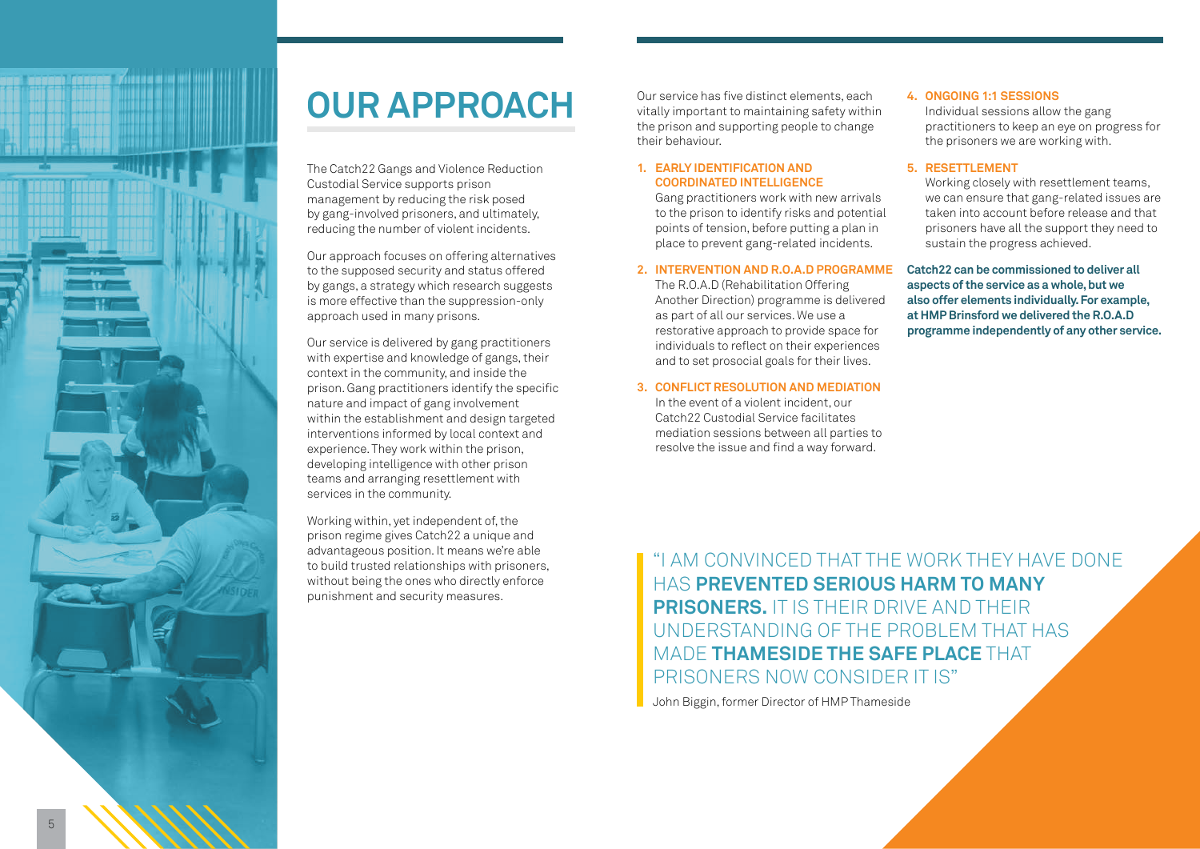# OUR APPROACH

The Catch22 Gangs and Violence Reduction Custodial Service supports prison management by reducing the risk posed by gang-involved prisoners, and ultimately, reducing the number of violent incidents.

Our approach focuses on offering alternatives to the supposed security and status offered by gangs, a strategy which research suggests is more effective than the suppression-only approach used in many prisons.

Our service is delivered by gang practitioners with expertise and knowledge of gangs, their context in the community, and inside the prison. Gang practitioners identify the specific nature and impact of gang involvement within the establishment and design targeted interventions informed by local context and experience. They work within the prison, developing intelligence with other prison teams and arranging resettlement with services in the community.

Working within, yet independent of, the prison regime gives Catch22 a unique and advantageous position. It means we're able to build trusted relationships with prisoners, without being the ones who directly enforce punishment and security measures.

Our service has five distinct elements, each vitally important to maintaining safety within the prison and supporting people to change their behaviour.

1. **EARLY IDENTIFICATION AND COORDINATED INTELLIGENCE**
   Gang practitioners work with new arrivals to the prison to identify risks and potential points of tension, before putting a plan in place to prevent gang-related incidents.

2. **INTERVENTION AND R.O.A.D PROGRAMME**
   The R.O.A.D (Rehabilitation Offering Another Direction) programme is delivered as part of all our services. We use a restorative approach to provide space for individuals to reflect on their experiences and to set prosocial goals for their lives.

3. **CONFLICT RESOLUTION AND MEDIATION**
   In the event of a violent incident, our Catch22 Custodial Service facilitates mediation sessions between all parties to resolve the issue and find a way forward.

4. **ONGOING 1:1 SESSIONS**
   Individual sessions allow the gang practitioners to keep an eye on progress for the prisoners we are working with.

5. **RESETTLEMENT**
   Working closely with resettlement teams, we can ensure that gang-related issues are taken into account before release and that prisoners have all the support they need to sustain the progress achieved.

**Catch22 can be commissioned to deliver all aspects of the service as a whole, but we also offer elements individually. For example, at HMP Brinsford we delivered the R.O.A.D programme independently of any other service.**

> "I AM CONVINCED THAT THE WORK THEY HAVE DONE HAS **PREVENTED SERIOUS HARM TO MANY PRISONERS.** IT IS THEIR DRIVE AND THEIR UNDERSTANDING OF THE PROBLEM THAT HAS MADE **THAMESIDE THE SAFE PLACE** THAT PRISONERS NOW CONSIDER IT IS"
>
> John Biggin, former Director of HMP Thameside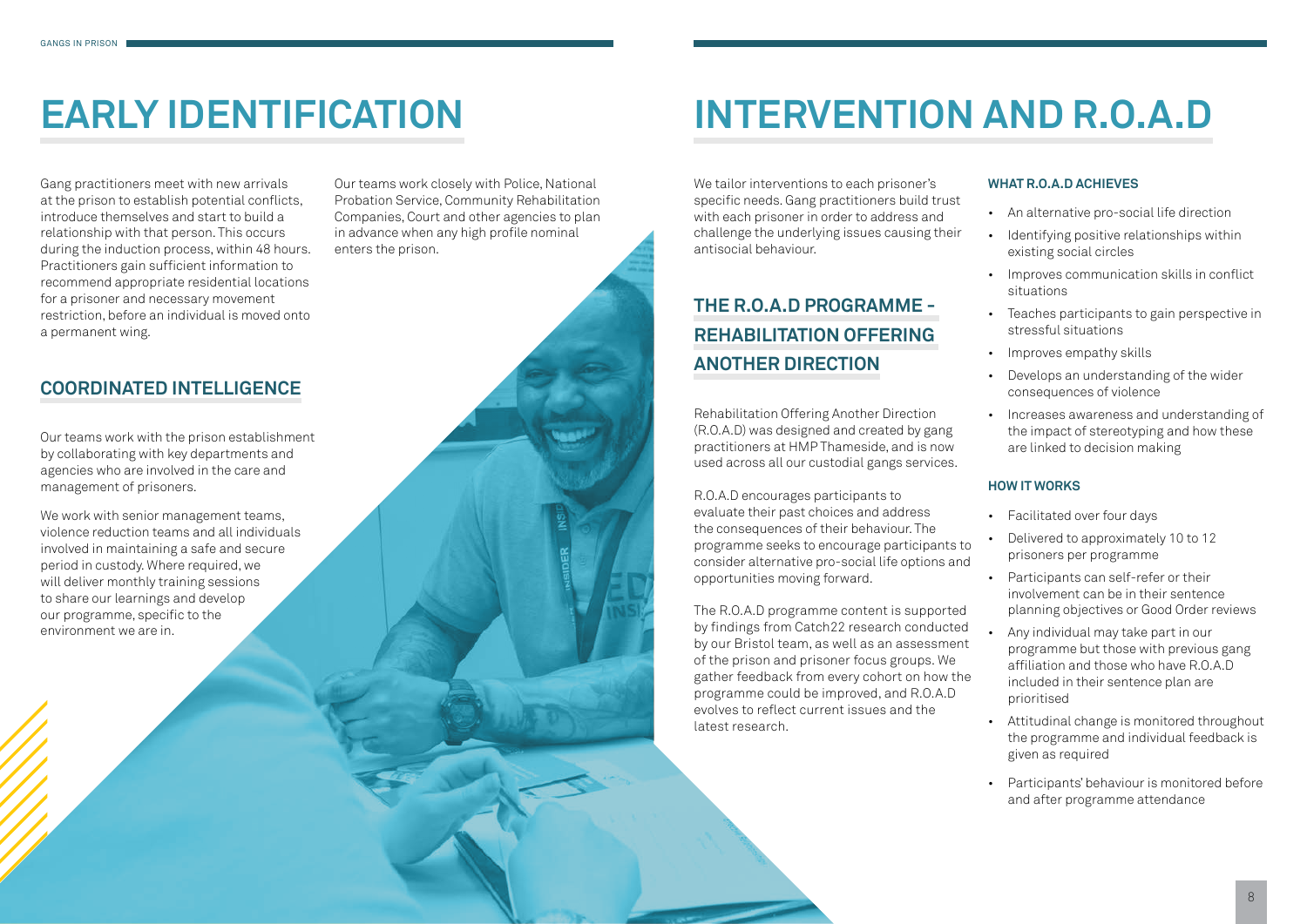# EARLY IDENTIFICATION

Gang practitioners meet with new arrivals at the prison to establish potential conflicts, introduce themselves and start to build a relationship with that person. This occurs during the induction process, within 48 hours. Practitioners gain sufficient information to recommend appropriate residential locations for a prisoner and necessary movement restriction, before an individual is moved onto a permanent wing.

## COORDINATED INTELLIGENCE

Our teams work with the prison establishment by collaborating with key departments and agencies who are involved in the care and management of prisoners.

We work with senior management teams, violence reduction teams and all individuals involved in maintaining a safe and secure period in custody. Where required, we will deliver monthly training sessions to share our learnings and develop our programme, specific to the environment we are in.

Our teams work closely with Police, National Probation Service, Community Rehabilitation Companies, Court and other agencies to plan in advance when any high profile nominal enters the prison.

# INTERVENTION AND R.O.A.D

We tailor interventions to each prisoner's specific needs. Gang practitioners build trust with each prisoner in order to address and challenge the underlying issues causing their antisocial behaviour.

## THE R.O.A.D PROGRAMME - REHABILITATION OFFERING ANOTHER DIRECTION

Rehabilitation Offering Another Direction (R.O.A.D) was designed and created by gang practitioners at HMP Thameside, and is now used across all our custodial gangs services.

R.O.A.D encourages participants to evaluate their past choices and address the consequences of their behaviour. The programme seeks to encourage participants to consider alternative pro-social life options and opportunities moving forward.

The R.O.A.D programme content is supported by findings from Catch22 research conducted by our Bristol team, as well as an assessment of the prison and prisoner focus groups. We gather feedback from every cohort on how the programme could be improved, and R.O.A.D evolves to reflect current issues and the latest research.

### WHAT R.O.A.D ACHIEVES

- An alternative pro-social life direction
- Identifying positive relationships within existing social circles
- Improves communication skills in conflict situations
- Teaches participants to gain perspective in stressful situations
- Improves empathy skills
- Develops an understanding of the wider consequences of violence
- Increases awareness and understanding of the impact of stereotyping and how these are linked to decision making

### HOW IT WORKS

- Facilitated over four days
- Delivered to approximately 10 to 12 prisoners per programme
- Participants can self-refer or their involvement can be in their sentence planning objectives or Good Order reviews
- Any individual may take part in our programme but those with previous gang affiliation and those who have R.O.A.D included in their sentence plan are prioritised
- Attitudinal change is monitored throughout the programme and individual feedback is given as required
- Participants' behaviour is monitored before and after programme attendance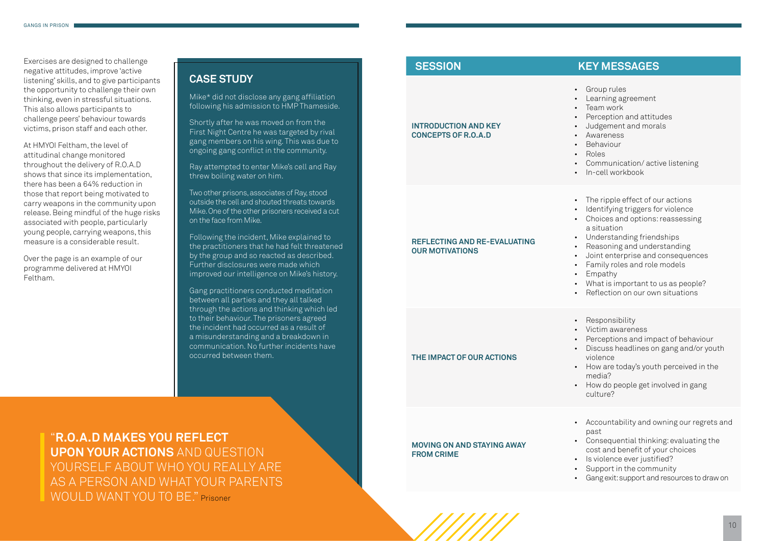Exercises are designed to challenge negative attitudes, improve 'active listening' skills, and to give participants the opportunity to challenge their own thinking, even in stressful situations. This also allows participants to challenge peers' behaviour towards victims, prison staff and each other.

At HMYOI Feltham, the level of attitudinal change monitored throughout the delivery of R.O.A.D shows that since its implementation, there has been a 64% reduction in those that report being motivated to carry weapons in the community upon release. Being mindful of the huge risks associated with people, particularly young people, carrying weapons, this measure is a considerable result.

Over the page is an example of our programme delivered at HMYOI Feltham.

## CASE STUDY

Mike* did not disclose any gang affiliation following his admission to HMP Thameside.

Shortly after he was moved on from the First Night Centre he was targeted by rival gang members on his wing. This was due to ongoing gang conflict in the community.

Ray attempted to enter Mike's cell and Ray threw boiling water on him.

Two other prisons, associates of Ray, stood outside the cell and shouted threats towards Mike. One of the other prisoners received a cut on the face from Mike.

Following the incident, Mike explained to the practitioners that he had felt threatened by the group and so reacted as described. Further disclosures were made which improved our intelligence on Mike's history.

Gang practitioners conducted meditation between all parties and they all talked through the actions and thinking which led to their behaviour. The prisoners agreed the incident had occurred as a result of a misunderstanding and a breakdown in communication. No further incidents have occurred between them.

> "**R.O.A.D MAKES YOU REFLECT UPON YOUR ACTIONS** AND QUESTION YOURSELF ABOUT WHO YOU REALLY ARE AS A PERSON AND WHAT YOUR PARENTS WOULD WANT YOU TO BE." Prisoner

| SESSION | KEY MESSAGES |
|---|---|
| **INTRODUCTION AND KEY CONCEPTS OF R.O.A.D** | • Group rules<br>• Learning agreement<br>• Team work<br>• Perception and attitudes<br>• Judgement and morals<br>• Awareness<br>• Behaviour<br>• Roles<br>• Communication/ active listening<br>• In-cell workbook |
| **REFLECTING AND RE-EVALUATING OUR MOTIVATIONS** | • The ripple effect of our actions<br>• Identifying triggers for violence<br>• Choices and options: reassessing a situation<br>• Understanding friendships<br>• Reasoning and understanding<br>• Joint enterprise and consequences<br>• Family roles and role models<br>• Empathy<br>• What is important to us as people?<br>• Reflection on our own situations |
| **THE IMPACT OF OUR ACTIONS** | • Responsibility<br>• Victim awareness<br>• Perceptions and impact of behaviour<br>• Discuss headlines on gang and/or youth violence<br>• How are today's youth perceived in the media?<br>• How do people get involved in gang culture? |
| **MOVING ON AND STAYING AWAY FROM CRIME** | • Accountability and owning our regrets and past<br>• Consequential thinking: evaluating the cost and benefit of your choices<br>• Is violence ever justified?<br>• Support in the community<br>• Gang exit: support and resources to draw on |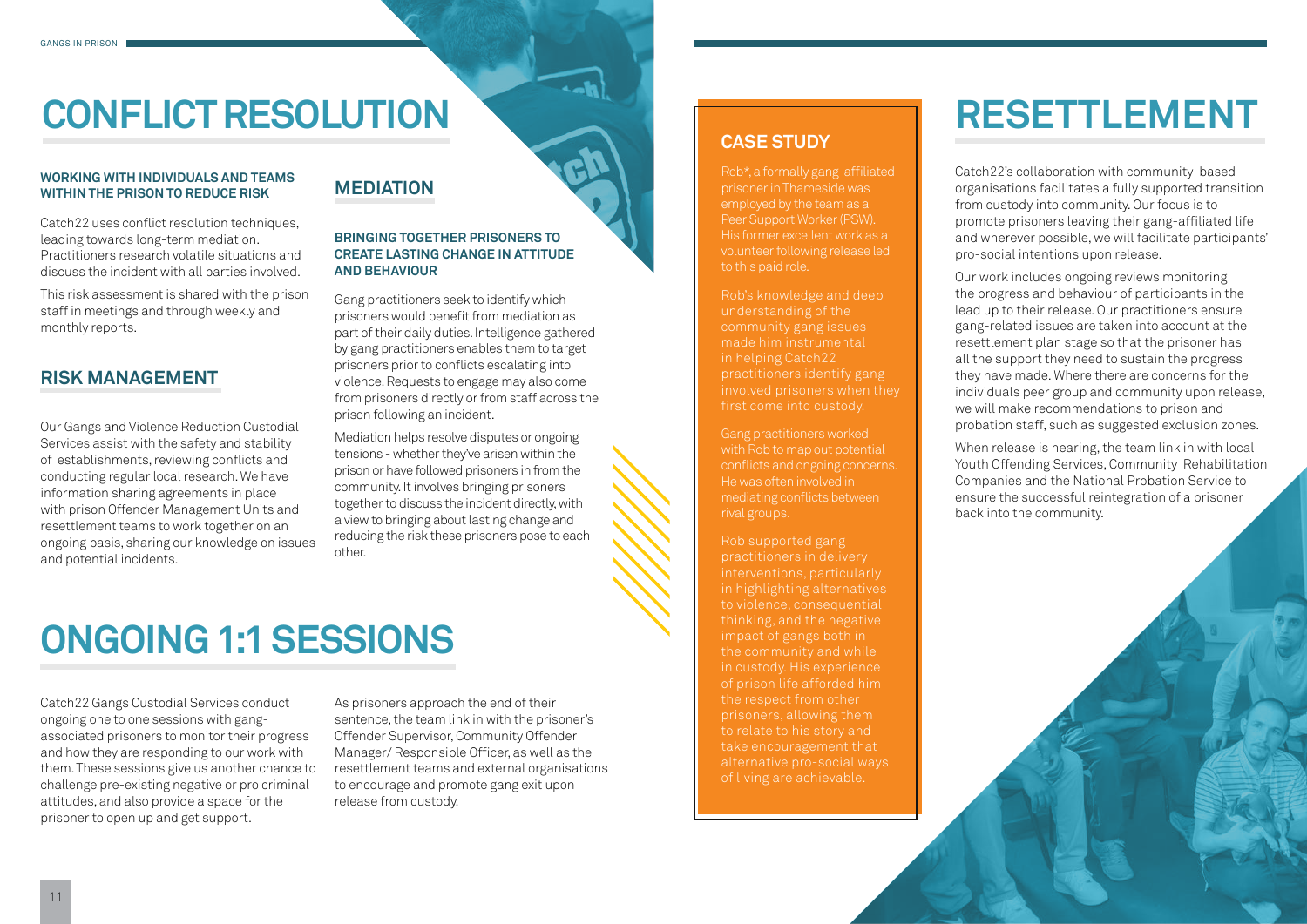# CONFLICT RESOLUTION

#### WORKING WITH INDIVIDUALS AND TEAMS WITHIN THE PRISON TO REDUCE RISK

Catch22 uses conflict resolution techniques, leading towards long-term mediation. Practitioners research volatile situations and discuss the incident with all parties involved.

This risk assessment is shared with the prison staff in meetings and through weekly and monthly reports.

## RISK MANAGEMENT

Our Gangs and Violence Reduction Custodial Services assist with the safety and stability of establishments, reviewing conflicts and conducting regular local research. We have information sharing agreements in place with prison Offender Management Units and resettlement teams to work together on an ongoing basis, sharing our knowledge on issues and potential incidents.

## MEDIATION

#### BRINGING TOGETHER PRISONERS TO CREATE LASTING CHANGE IN ATTITUDE AND BEHAVIOUR

Gang practitioners seek to identify which prisoners would benefit from mediation as part of their daily duties. Intelligence gathered by gang practitioners enables them to target prisoners prior to conflicts escalating into violence. Requests to engage may also come from prisoners directly or from staff across the prison following an incident.

Mediation helps resolve disputes or ongoing tensions - whether they've arisen within the prison or have followed prisoners in from the community. It involves bringing prisoners together to discuss the incident directly, with a view to bringing about lasting change and reducing the risk these prisoners pose to each other.

# ONGOING 1:1 SESSIONS

Catch22 Gangs Custodial Services conduct ongoing one to one sessions with gang-associated prisoners to monitor their progress and how they are responding to our work with them. These sessions give us another chance to challenge pre-existing negative or pro criminal attitudes, and also provide a space for the prisoner to open up and get support.

As prisoners approach the end of their sentence, the team link in with the prisoner's Offender Supervisor, Community Offender Manager/ Responsible Officer, as well as the resettlement teams and external organisations to encourage and promote gang exit upon release from custody.

## CASE STUDY

Rob*, a formally gang-affiliated prisoner in Thameside was employed by the team as a Peer Support Worker (PSW). His former excellent work as a volunteer following release led to this paid role.

Rob's knowledge and deep understanding of the community gang issues made him instrumental in helping Catch22 practitioners identify gang-involved prisoners when they first come into custody.

Gang practitioners worked with Rob to map out potential conflicts and ongoing concerns. He was often involved in mediating conflicts between rival groups.

Rob supported gang practitioners in delivery interventions, particularly in highlighting alternatives to violence, consequential thinking, and the negative impact of gangs both in the community and while in custody. His experience of prison life afforded him the respect from other prisoners, allowing them to relate to his story and take encouragement that alternative pro-social ways of living are achievable.

# RESETTLEMENT

Catch22's collaboration with community-based organisations facilitates a fully supported transition from custody into community. Our focus is to promote prisoners leaving their gang-affiliated life and wherever possible, we will facilitate participants' pro-social intentions upon release.

Our work includes ongoing reviews monitoring the progress and behaviour of participants in the lead up to their release. Our practitioners ensure gang-related issues are taken into account at the resettlement plan stage so that the prisoner has all the support they need to sustain the progress they have made. Where there are concerns for the individuals peer group and community upon release, we will make recommendations to prison and probation staff, such as suggested exclusion zones.

When release is nearing, the team link in with local Youth Offending Services, Community Rehabilitation Companies and the National Probation Service to ensure the successful reintegration of a prisoner back into the community.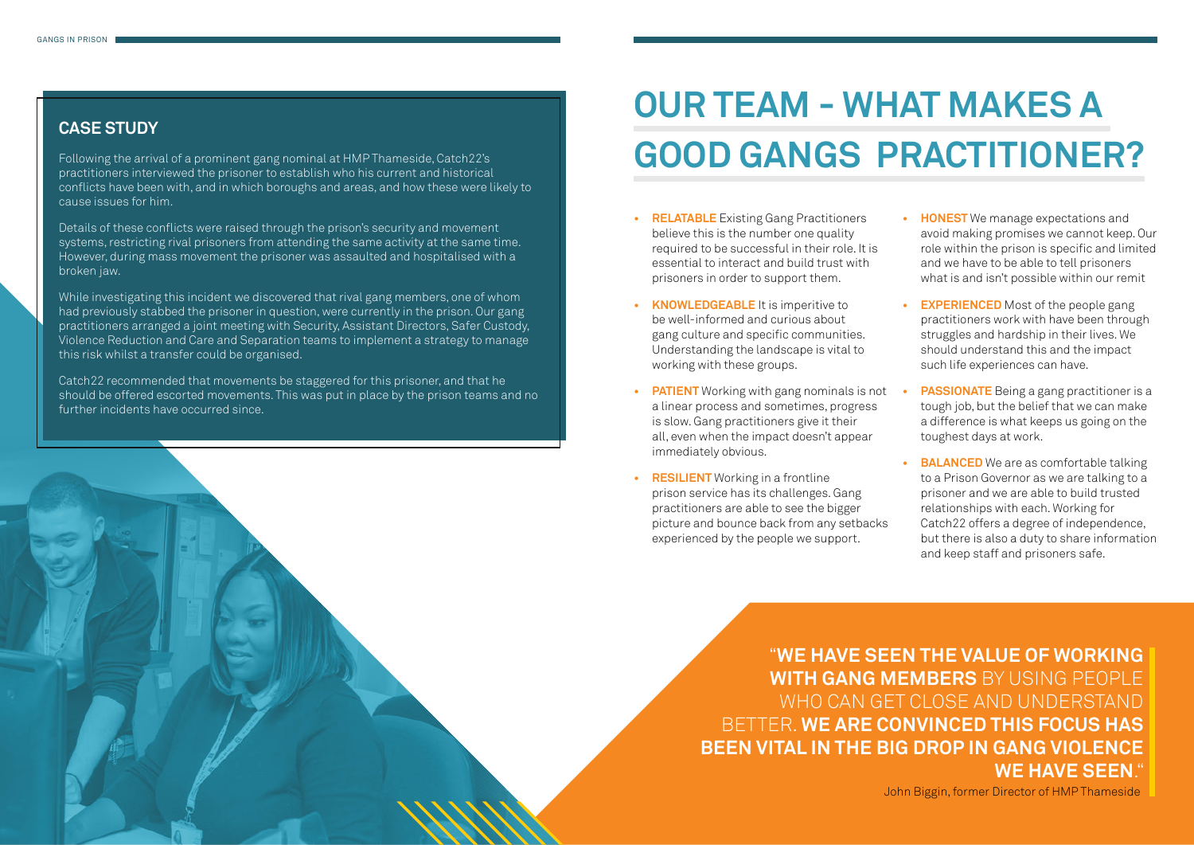## CASE STUDY

Following the arrival of a prominent gang nominal at HMP Thameside, Catch22's practitioners interviewed the prisoner to establish who his current and historical conflicts have been with, and in which boroughs and areas, and how these were likely to cause issues for him.

Details of these conflicts were raised through the prison's security and movement systems, restricting rival prisoners from attending the same activity at the same time. However, during mass movement the prisoner was assaulted and hospitalised with a broken jaw.

While investigating this incident we discovered that rival gang members, one of whom had previously stabbed the prisoner in question, were currently in the prison. Our gang practitioners arranged a joint meeting with Security, Assistant Directors, Safer Custody, Violence Reduction and Care and Separation teams to implement a strategy to manage this risk whilst a transfer could be organised.

Catch22 recommended that movements be staggered for this prisoner, and that he should be offered escorted movements. This was put in place by the prison teams and no further incidents have occurred since.

# OUR TEAM - WHAT MAKES A GOOD GANGS PRACTITIONER?

- **RELATABLE** Existing Gang Practitioners believe this is the number one quality required to be successful in their role. It is essential to interact and build trust with prisoners in order to support them.
- **KNOWLEDGEABLE** It is imperitive to be well-informed and curious about gang culture and specific communities. Understanding the landscape is vital to working with these groups.
- **PATIENT** Working with gang nominals is not a linear process and sometimes, progress is slow. Gang practitioners give it their all, even when the impact doesn't appear immediately obvious.
- **RESILIENT** Working in a frontline prison service has its challenges. Gang practitioners are able to see the bigger picture and bounce back from any setbacks experienced by the people we support.
- **HONEST** We manage expectations and avoid making promises we cannot keep. Our role within the prison is specific and limited and we have to be able to tell prisoners what is and isn't possible within our remit
- **EXPERIENCED** Most of the people gang practitioners work with have been through struggles and hardship in their lives. We should understand this and the impact such life experiences can have.
- **PASSIONATE** Being a gang practitioner is a tough job, but the belief that we can make a difference is what keeps us going on the toughest days at work.
- **BALANCED** We are as comfortable talking to a Prison Governor as we are talking to a prisoner and we are able to build trusted relationships with each. Working for Catch22 offers a degree of independence, but there is also a duty to share information and keep staff and prisoners safe.

"**WE HAVE SEEN THE VALUE OF WORKING WITH GANG MEMBERS** BY USING PEOPLE WHO CAN GET CLOSE AND UNDERSTAND BETTER. **WE ARE CONVINCED THIS FOCUS HAS BEEN VITAL IN THE BIG DROP IN GANG VIOLENCE WE HAVE SEEN**."

John Biggin, former Director of HMP Thameside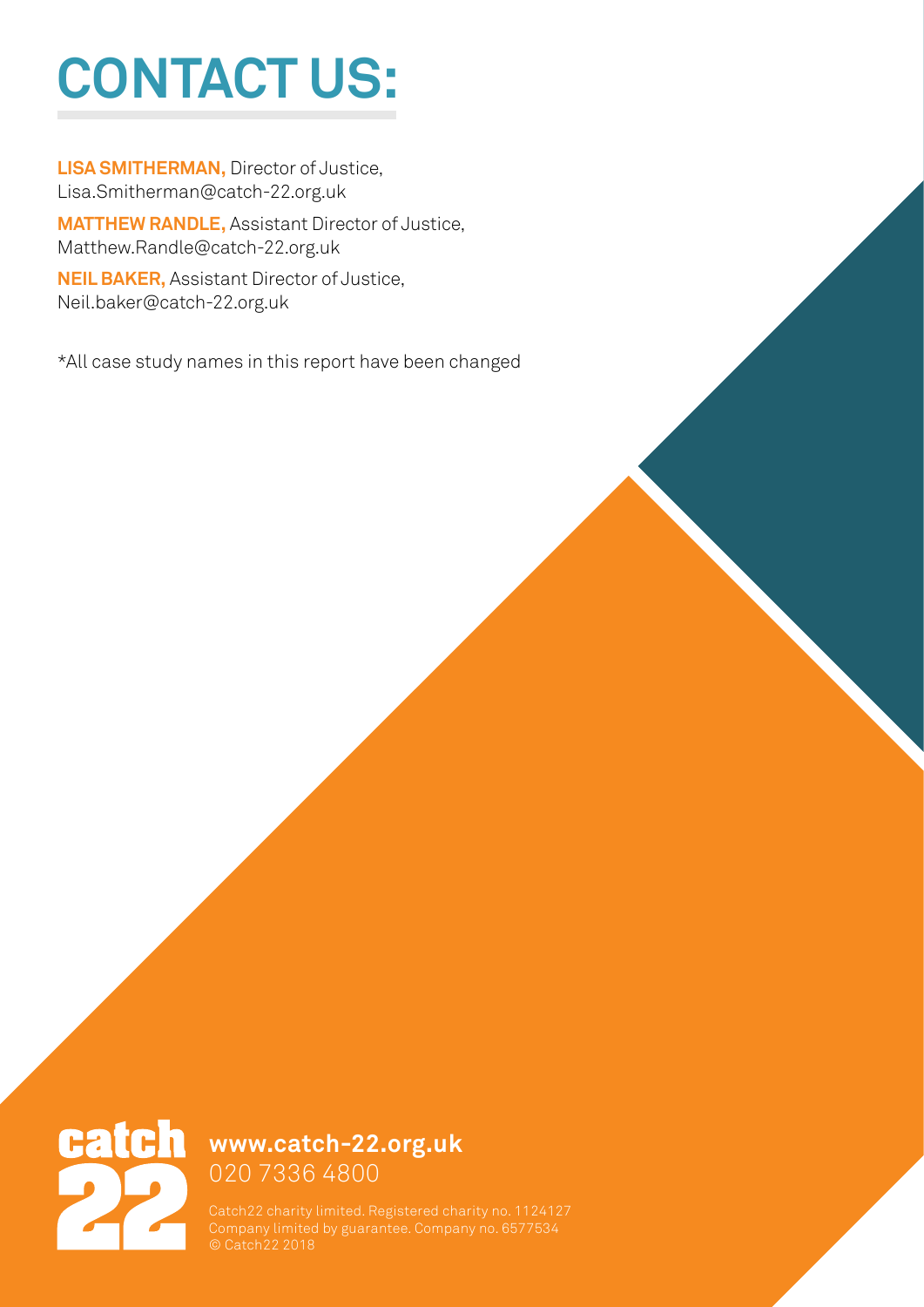# CONTACT US:

**LISA SMITHERMAN,** Director of Justice,
Lisa.Smitherman@catch-22.org.uk

**MATTHEW RANDLE,** Assistant Director of Justice,
Matthew.Randle@catch-22.org.uk

**NEIL BAKER,** Assistant Director of Justice,
Neil.baker@catch-22.org.uk

*All case study names in this report have been changed

catch 22

**www.catch-22.org.uk**
020 7336 4800

Catch22 charity limited. Registered charity no. 1124127
Company limited by guarantee. Company no. 6577534
© Catch22 2018